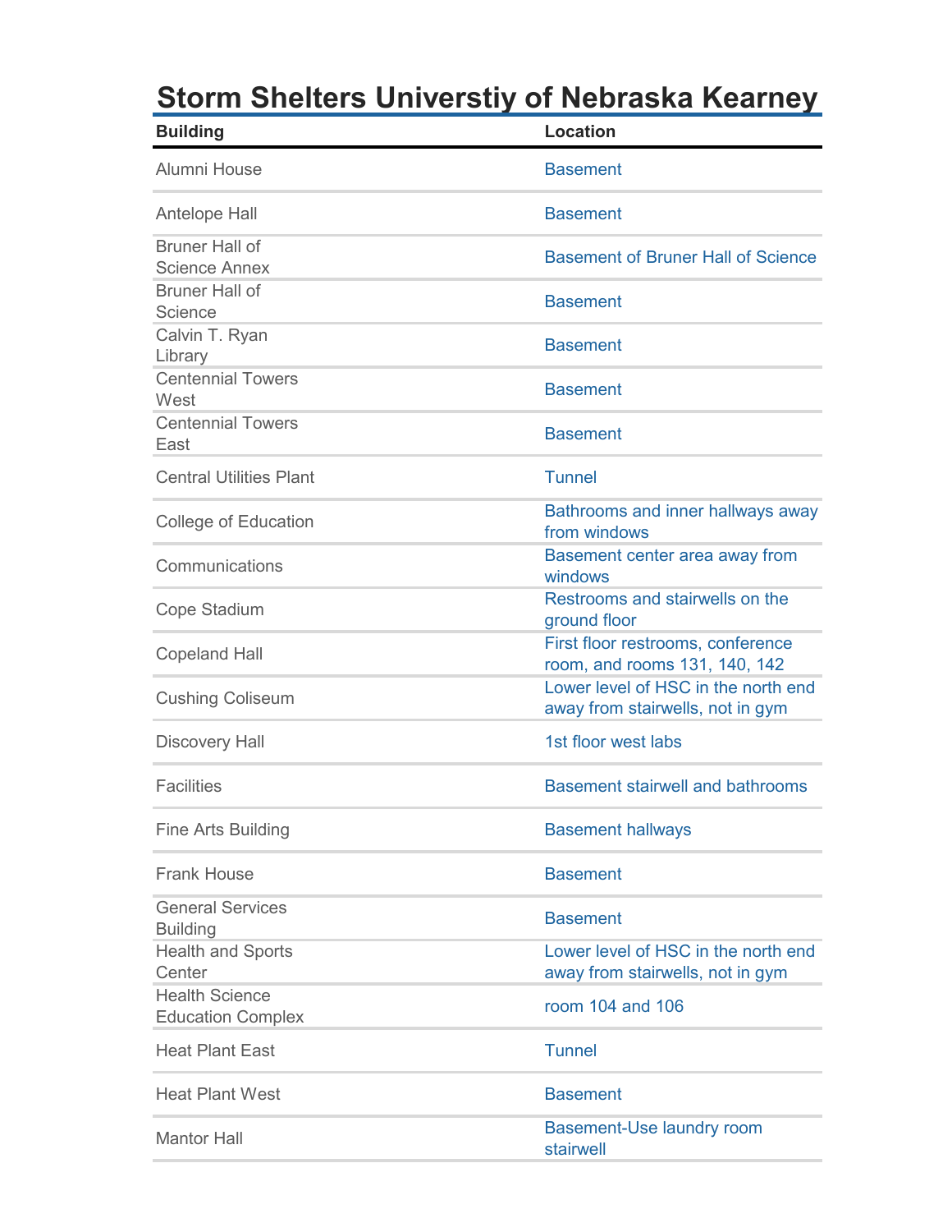# Storm Shelters Universtiy of Nebraska Kearney

| Building | Location |
| --- | --- |
| Alumni House | Basement |
| Antelope Hall | Basement |
| Bruner Hall of Science Annex | Basement of Bruner Hall of Science |
| Bruner Hall of Science | Basement |
| Calvin T. Ryan Library | Basement |
| Centennial Towers West | Basement |
| Centennial Towers East | Basement |
| Central Utilities Plant | Tunnel |
| College of Education | Bathrooms and inner hallways away from windows |
| Communications | Basement center area away from windows |
| Cope Stadium | Restrooms and stairwells on the ground floor |
| Copeland Hall | First floor restrooms, conference room, and rooms 131, 140, 142 |
| Cushing Coliseum | Lower level of HSC in the north end away from stairwells, not in gym |
| Discovery Hall | 1st floor west labs |
| Facilities | Basement stairwell and bathrooms |
| Fine Arts Building | Basement hallways |
| Frank House | Basement |
| General Services Building | Basement |
| Health and Sports Center | Lower level of HSC in the north end away from stairwells, not in gym |
| Health Science Education Complex | room 104 and 106 |
| Heat Plant East | Tunnel |
| Heat Plant West | Basement |
| Mantor Hall | Basement-Use laundry room stairwell |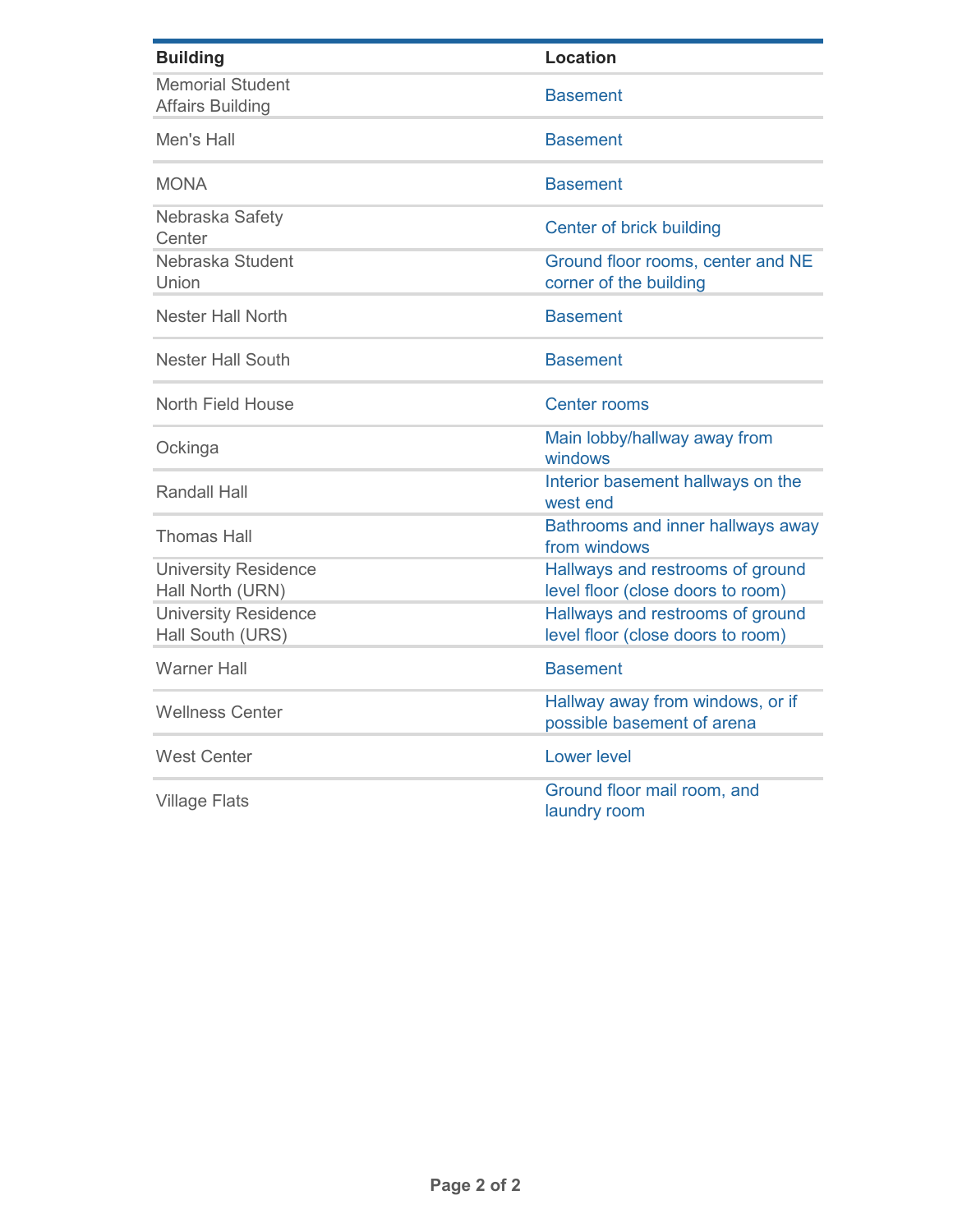| Building | Location |
| --- | --- |
| Memorial Student Affairs Building | Basement |
| Men's Hall | Basement |
| MONA | Basement |
| Nebraska Safety Center | Center of brick building |
| Nebraska Student Union | Ground floor rooms, center and NE corner of the building |
| Nester Hall North | Basement |
| Nester Hall South | Basement |
| North Field House | Center rooms |
| Ockinga | Main lobby/hallway away from windows |
| Randall Hall | Interior basement hallways on the west end |
| Thomas Hall | Bathrooms and inner hallways away from windows |
| University Residence Hall North (URN) | Hallways and restrooms of ground level floor (close doors to room) |
| University Residence Hall South (URS) | Hallways and restrooms of ground level floor (close doors to room) |
| Warner Hall | Basement |
| Wellness Center | Hallway away from windows, or if possible basement of arena |
| West Center | Lower level |
| Village Flats | Ground floor mail room, and laundry room |